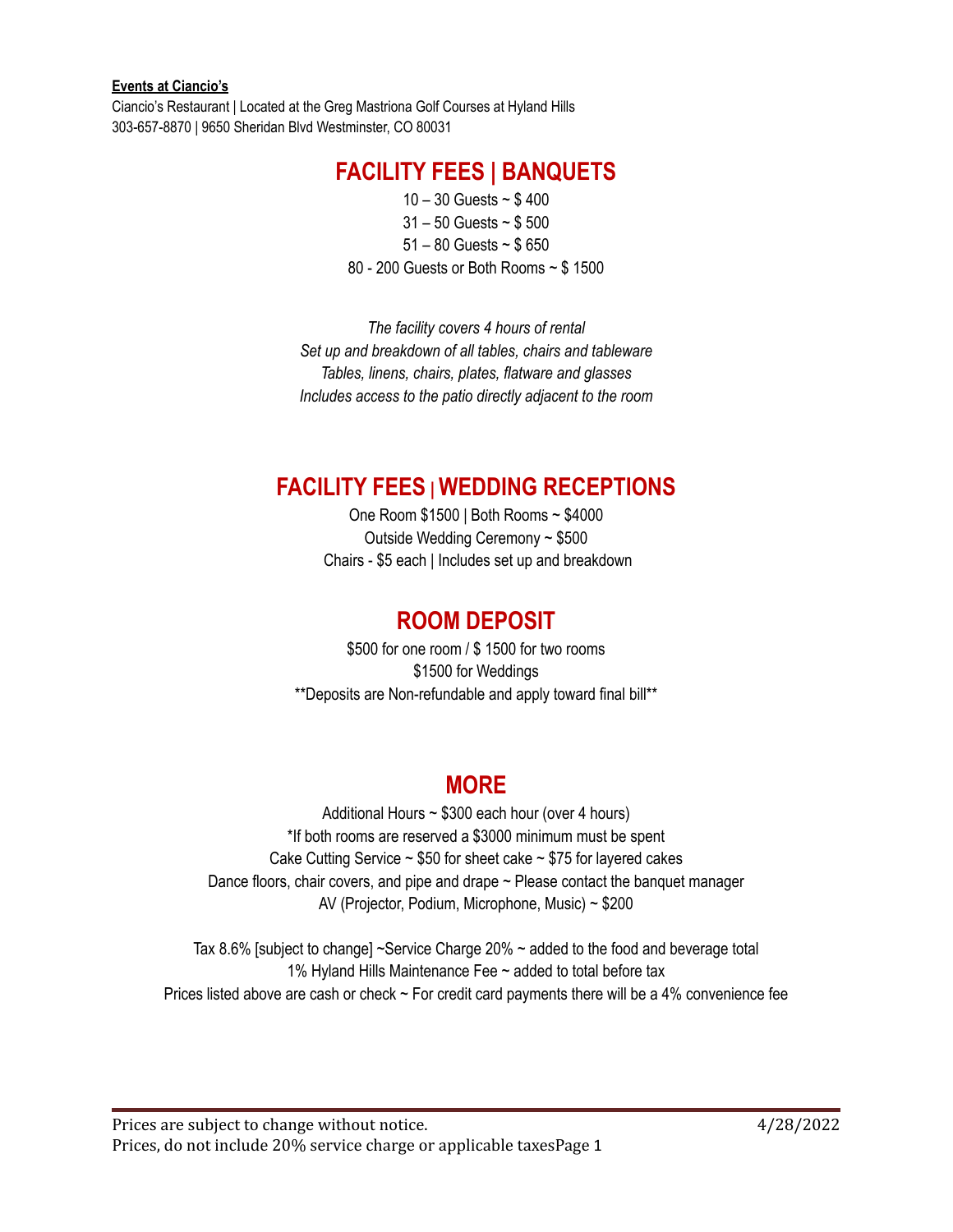**Events at Ciancio's**

Ciancio's Restaurant | Located at the Greg Mastriona Golf Courses at Hyland Hills
303-657-8870 | 9650 Sheridan Blvd Westminster, CO 80031

## FACILITY FEES | BANQUETS

10 – 30 Guests ~ $ 400
31 – 50 Guests ~ $ 500
51 – 80 Guests ~ $ 650
80 - 200 Guests or Both Rooms ~ $ 1500

*The facility covers 4 hours of rental*
*Set up and breakdown of all tables, chairs and tableware*
*Tables, linens, chairs, plates, flatware and glasses*
*Includes access to the patio directly adjacent to the room*

## FACILITY FEES | WEDDING RECEPTIONS

One Room $1500 | Both Rooms ~ $4000
Outside Wedding Ceremony ~ $500
Chairs - $5 each | Includes set up and breakdown

## ROOM DEPOSIT

$500 for one room / $ 1500 for two rooms
$1500 for Weddings
**Deposits are Non-refundable and apply toward final bill**

## MORE

Additional Hours ~ $300 each hour (over 4 hours)
*If both rooms are reserved a $3000 minimum must be spent
Cake Cutting Service ~ $50 for sheet cake ~ $75 for layered cakes
Dance floors, chair covers, and pipe and drape ~ Please contact the banquet manager
AV (Projector, Podium, Microphone, Music) ~ $200

Tax 8.6% [subject to change] ~Service Charge 20% ~ added to the food and beverage total
1% Hyland Hills Maintenance Fee ~ added to total before tax
Prices listed above are cash or check ~ For credit card payments there will be a 4% convenience fee

Prices are subject to change without notice. 4/28/2022
Prices, do not include 20% service charge or applicable taxes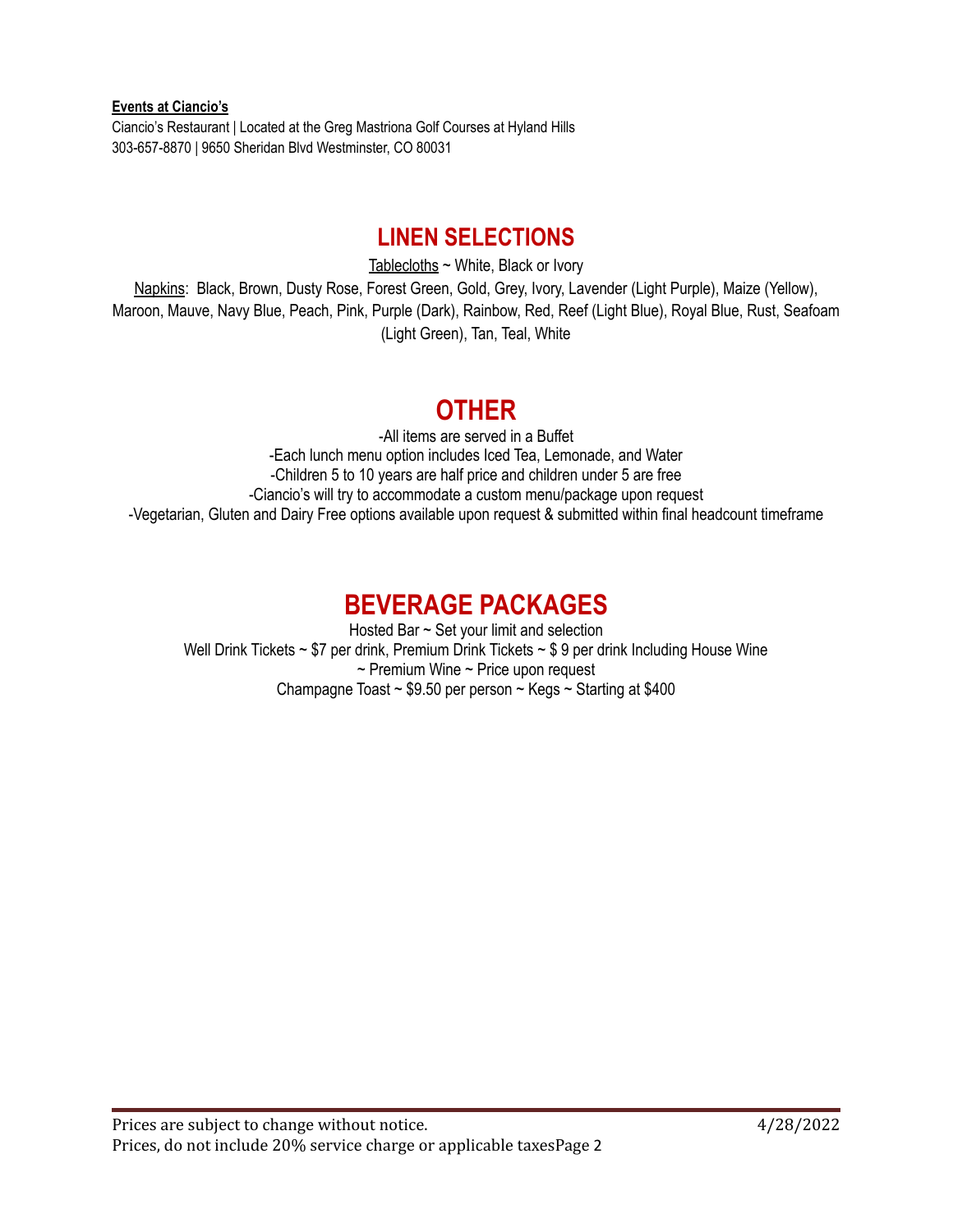**Events at Ciancio's**
Ciancio's Restaurant | Located at the Greg Mastriona Golf Courses at Hyland Hills
303-657-8870 | 9650 Sheridan Blvd Westminster, CO 80031

## LINEN SELECTIONS

Tablecloths ~ White, Black or Ivory

Napkins: Black, Brown, Dusty Rose, Forest Green, Gold, Grey, Ivory, Lavender (Light Purple), Maize (Yellow), Maroon, Mauve, Navy Blue, Peach, Pink, Purple (Dark), Rainbow, Red, Reef (Light Blue), Royal Blue, Rust, Seafoam (Light Green), Tan, Teal, White

## OTHER

-All items are served in a Buffet
-Each lunch menu option includes Iced Tea, Lemonade, and Water
-Children 5 to 10 years are half price and children under 5 are free
-Ciancio's will try to accommodate a custom menu/package upon request
-Vegetarian, Gluten and Dairy Free options available upon request & submitted within final headcount timeframe

## BEVERAGE PACKAGES

Hosted Bar ~ Set your limit and selection
Well Drink Tickets ~ $7 per drink, Premium Drink Tickets ~ $ 9 per drink Including House Wine
~ Premium Wine ~ Price upon request
Champagne Toast ~ $9.50 per person ~ Kegs ~ Starting at $400

Prices are subject to change without notice. 4/28/2022
Prices, do not include 20% service charge or applicable taxes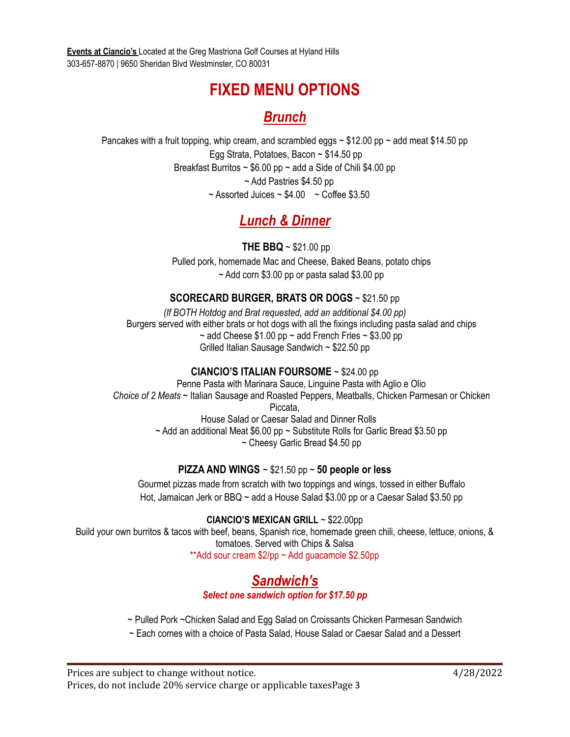**Events at Ciancio's** Located at the Greg Mastriona Golf Courses at Hyland Hills
303-657-8870 | 9650 Sheridan Blvd Westminster, CO 80031

# FIXED MENU OPTIONS

## *Brunch*

Pancakes with a fruit topping, whip cream, and scrambled eggs ~ $12.00 pp ~ add meat $14.50 pp
Egg Strata, Potatoes, Bacon ~ $14.50 pp
Breakfast Burritos ~ $6.00 pp ~ add a Side of Chili $4.00 pp
~ Add Pastries $4.50 pp
~ Assorted Juices ~ $4.00 ~ Coffee $3.50

## *Lunch & Dinner*

**THE BBQ** ~ $21.00 pp
Pulled pork, homemade Mac and Cheese, Baked Beans, potato chips
~ Add corn $3.00 pp or pasta salad $3.00 pp

**SCORECARD BURGER, BRATS OR DOGS** ~ $21.50 pp
*(If BOTH Hotdog and Brat requested, add an additional $4.00 pp)*
Burgers served with either brats or hot dogs with all the fixings including pasta salad and chips
~ add Cheese $1.00 pp ~ add French Fries ~ $3.00 pp
Grilled Italian Sausage Sandwich ~ $22.50 pp

**CIANCIO'S ITALIAN FOURSOME** ~ $24.00 pp
Penne Pasta with Marinara Sauce, Linguine Pasta with Aglio e Olio
*Choice of 2 Meats* ~ Italian Sausage and Roasted Peppers, Meatballs, Chicken Parmesan or Chicken Piccata,
House Salad or Caesar Salad and Dinner Rolls
~ Add an additional Meat $6.00 pp ~ Substitute Rolls for Garlic Bread $3.50 pp
~ Cheesy Garlic Bread $4.50 pp

**PIZZA AND WINGS** ~ $21.50 pp ~ **50 people or less**
Gourmet pizzas made from scratch with two toppings and wings, tossed in either Buffalo Hot, Jamaican Jerk or BBQ ~ add a House Salad $3.00 pp or a Caesar Salad $3.50 pp

**CIANCIO'S MEXICAN GRILL** ~ $22.00pp
Build your own burritos & tacos with beef, beans, Spanish rice, homemade green chili, cheese, lettuce, onions, & tomatoes. Served with Chips & Salsa
**Add sour cream $2/pp ~ Add guacamole $2.50pp

## *Sandwich's*

***Select one sandwich option for $17.50 pp***

~ Pulled Pork ~Chicken Salad and Egg Salad on Croissants Chicken Parmesan Sandwich
~ Each comes with a choice of Pasta Salad, House Salad or Caesar Salad and a Dessert

Prices are subject to change without notice. 4/28/2022
Prices, do not include 20% service charge or applicable taxes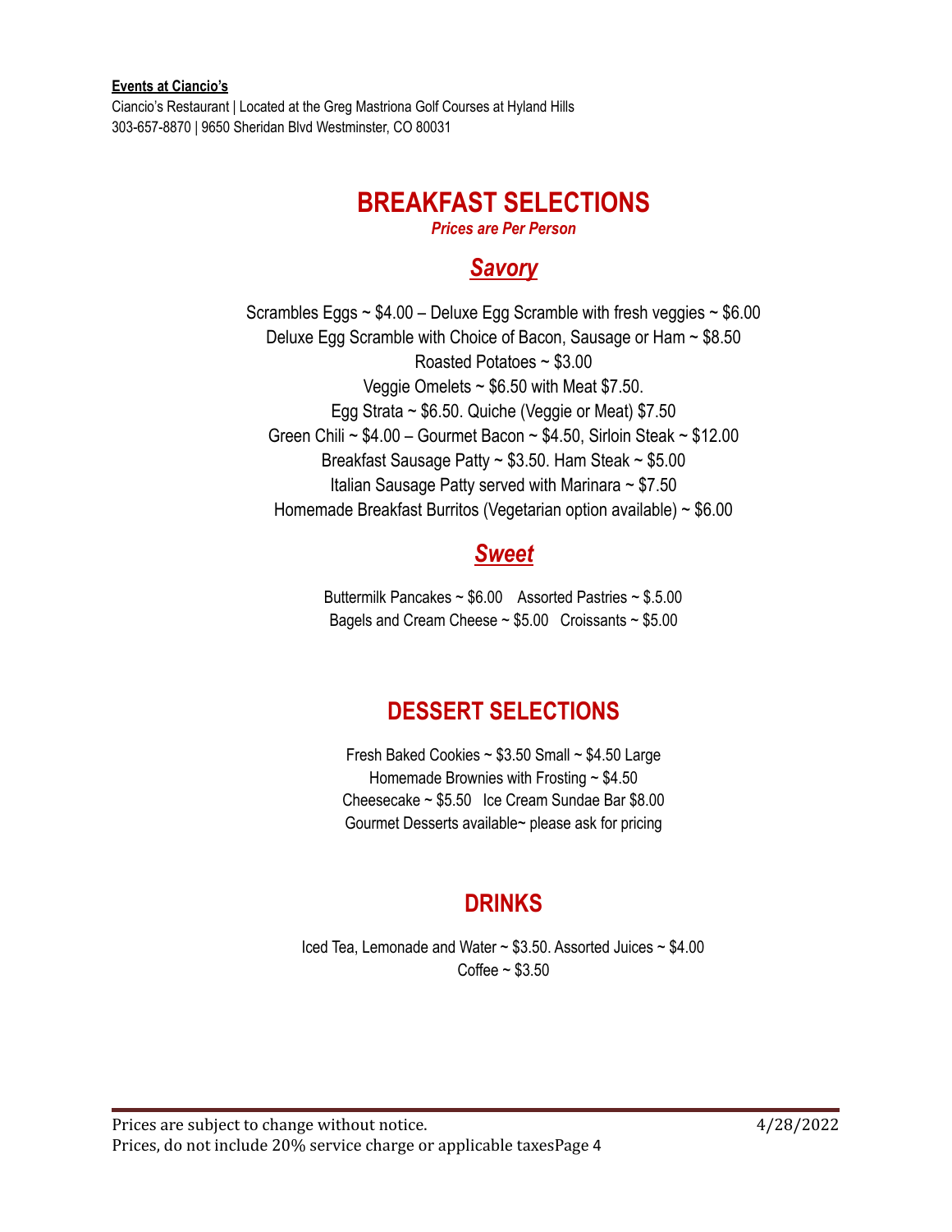**Events at Ciancio's**

Ciancio's Restaurant | Located at the Greg Mastriona Golf Courses at Hyland Hills

303-657-8870 | 9650 Sheridan Blvd Westminster, CO 80031

# BREAKFAST SELECTIONS

***Prices are Per Person***

## *Savory*

Scrambles Eggs ~ $4.00 – Deluxe Egg Scramble with fresh veggies ~ $6.00

Deluxe Egg Scramble with Choice of Bacon, Sausage or Ham ~ $8.50

Roasted Potatoes ~ $3.00

Veggie Omelets ~ $6.50 with Meat $7.50.

Egg Strata ~ $6.50. Quiche (Veggie or Meat) $7.50

Green Chili ~ $4.00 – Gourmet Bacon ~ $4.50, Sirloin Steak ~ $12.00

Breakfast Sausage Patty ~ $3.50. Ham Steak ~ $5.00

Italian Sausage Patty served with Marinara ~ $7.50

Homemade Breakfast Burritos (Vegetarian option available) ~ $6.00

## *Sweet*

Buttermilk Pancakes ~ $6.00    Assorted Pastries ~ $.5.00

Bagels and Cream Cheese ~ $5.00   Croissants ~ $5.00

# DESSERT SELECTIONS

Fresh Baked Cookies ~ $3.50 Small ~ $4.50 Large

Homemade Brownies with Frosting ~ $4.50

Cheesecake ~ $5.50   Ice Cream Sundae Bar $8.00

Gourmet Desserts available~ please ask for pricing

# DRINKS

Iced Tea, Lemonade and Water ~ $3.50. Assorted Juices ~ $4.00

Coffee ~ $3.50

Prices are subject to change without notice.    4/28/2022

Prices, do not include 20% service charge or applicable taxes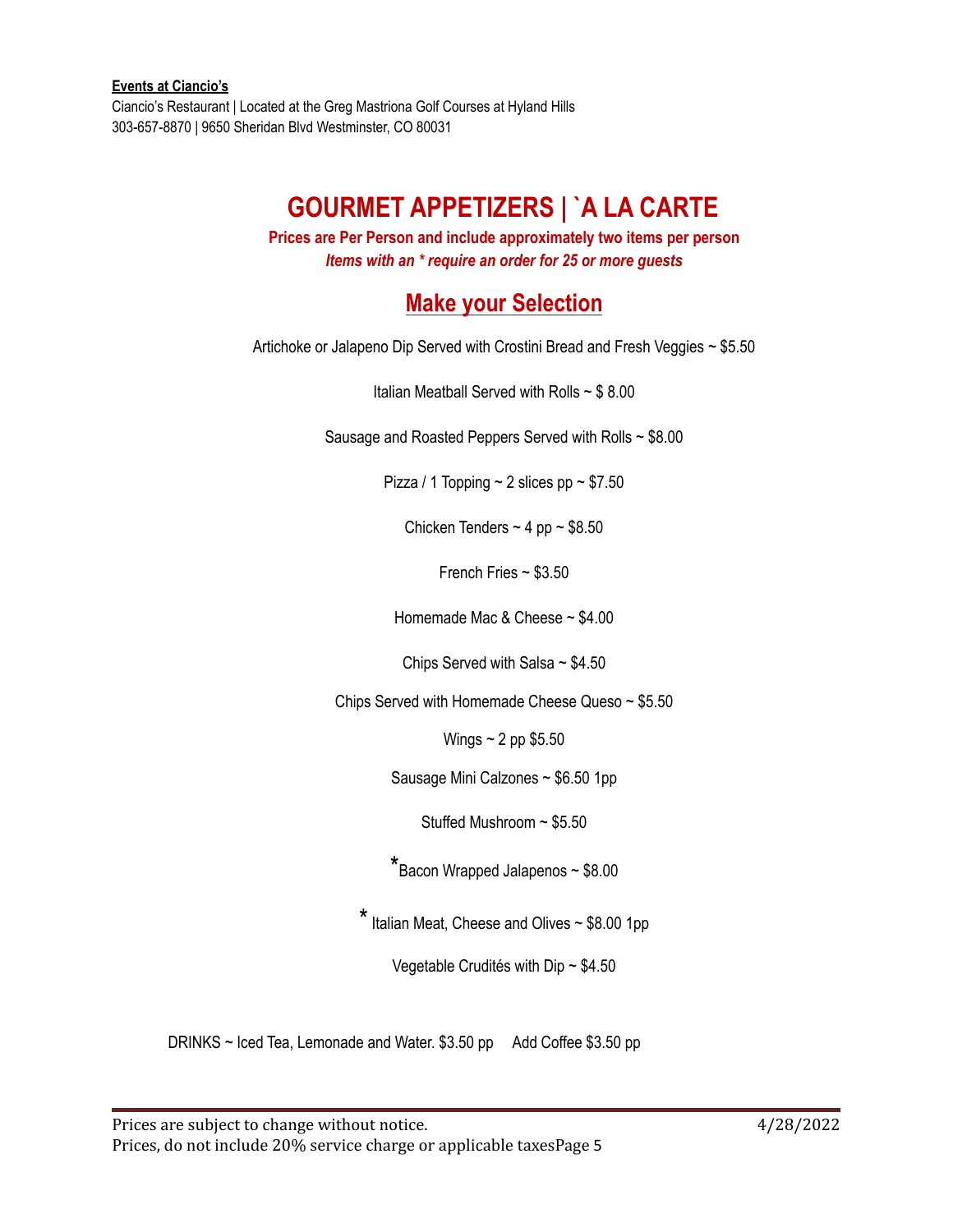**Events at Ciancio's**

Ciancio's Restaurant | Located at the Greg Mastriona Golf Courses at Hyland Hills
303-657-8870 | 9650 Sheridan Blvd Westminster, CO 80031

# GOURMET APPETIZERS | `A LA CARTE

**Prices are Per Person and include approximately two items per person**

***Items with an * require an order for 25 or more guests***

## Make your Selection

Artichoke or Jalapeno Dip Served with Crostini Bread and Fresh Veggies ~ $5.50

Italian Meatball Served with Rolls ~ $ 8.00

Sausage and Roasted Peppers Served with Rolls ~ $8.00

Pizza / 1 Topping ~ 2 slices pp ~ $7.50

Chicken Tenders ~ 4 pp ~ $8.50

French Fries ~ $3.50

Homemade Mac & Cheese ~ $4.00

Chips Served with Salsa ~ $4.50

Chips Served with Homemade Cheese Queso ~ $5.50

Wings ~ 2 pp $5.50

Sausage Mini Calzones ~ $6.50 1pp

Stuffed Mushroom ~ $5.50

*Bacon Wrapped Jalapenos ~ $8.00

* Italian Meat, Cheese and Olives ~ $8.00 1pp

Vegetable Crudités with Dip ~ $4.50

DRINKS ~ Iced Tea, Lemonade and Water. $3.50 pp     Add Coffee $3.50 pp

Prices are subject to change without notice. 4/28/2022
Prices, do not include 20% service charge or applicable taxes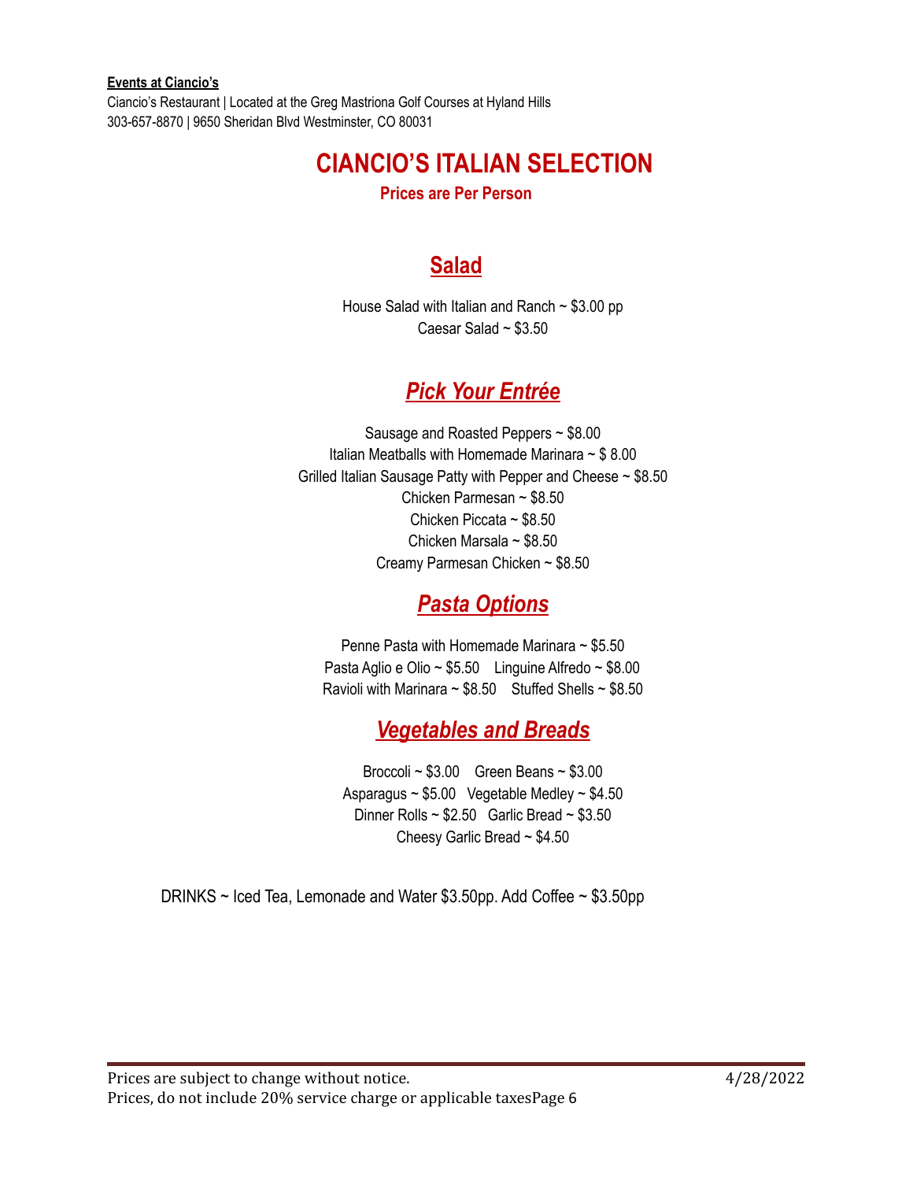**Events at Ciancio's**

Ciancio's Restaurant | Located at the Greg Mastriona Golf Courses at Hyland Hills
303-657-8870 | 9650 Sheridan Blvd Westminster, CO 80031

# CIANCIO'S ITALIAN SELECTION

**Prices are Per Person**

## Salad

House Salad with Italian and Ranch ~ $3.00 pp
Caesar Salad ~ $3.50

## *Pick Your Entrée*

Sausage and Roasted Peppers ~ $8.00
Italian Meatballs with Homemade Marinara ~ $ 8.00
Grilled Italian Sausage Patty with Pepper and Cheese ~ $8.50
Chicken Parmesan ~ $8.50
Chicken Piccata ~ $8.50
Chicken Marsala ~ $8.50
Creamy Parmesan Chicken ~ $8.50

## *Pasta Options*

Penne Pasta with Homemade Marinara ~ $5.50
Pasta Aglio e Olio ~ $5.50    Linguine Alfredo ~ $8.00
Ravioli with Marinara ~ $8.50    Stuffed Shells ~ $8.50

## *Vegetables and Breads*

Broccoli ~ $3.00    Green Beans ~ $3.00
Asparagus ~ $5.00   Vegetable Medley ~ $4.50
Dinner Rolls ~ $2.50   Garlic Bread ~ $3.50
Cheesy Garlic Bread ~ $4.50

DRINKS ~ Iced Tea, Lemonade and Water $3.50pp. Add Coffee ~ $3.50pp

Prices are subject to change without notice. 4/28/2022
Prices, do not include 20% service charge or applicable taxes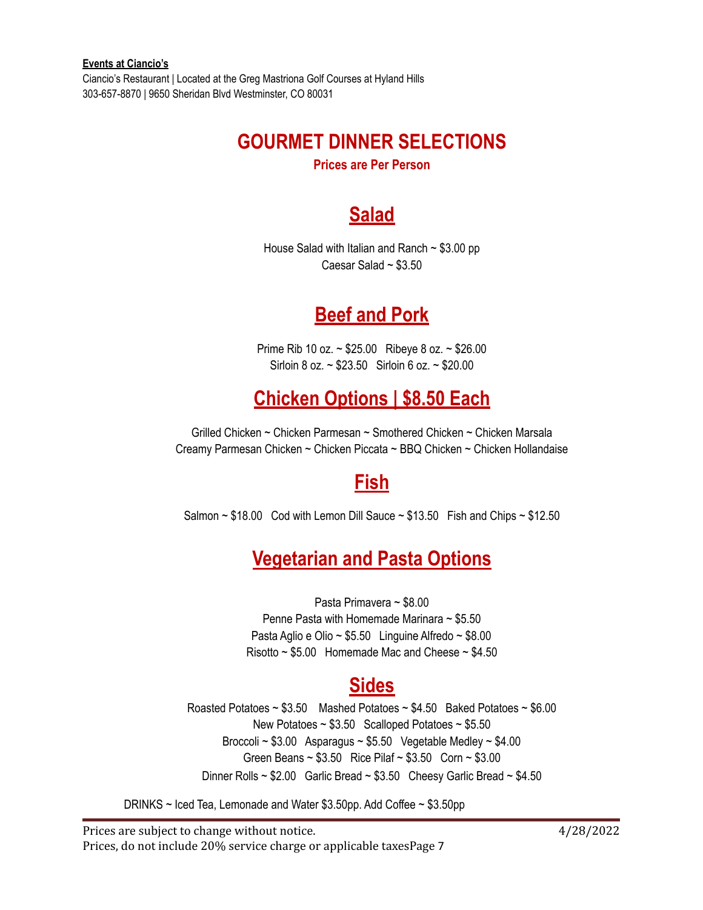**Events at Ciancio's**
Ciancio's Restaurant | Located at the Greg Mastriona Golf Courses at Hyland Hills
303-657-8870 | 9650 Sheridan Blvd Westminster, CO 80031

# GOURMET DINNER SELECTIONS

**Prices are Per Person**

## Salad

House Salad with Italian and Ranch ~ $3.00 pp
Caesar Salad ~ $3.50

## Beef and Pork

Prime Rib 10 oz. ~ $25.00   Ribeye 8 oz. ~ $26.00
Sirloin 8 oz. ~ $23.50   Sirloin 6 oz. ~ $20.00

## Chicken Options | $8.50 Each

Grilled Chicken ~ Chicken Parmesan ~ Smothered Chicken ~ Chicken Marsala
Creamy Parmesan Chicken ~ Chicken Piccata ~ BBQ Chicken ~ Chicken Hollandaise

## Fish

Salmon ~ $18.00   Cod with Lemon Dill Sauce ~ $13.50   Fish and Chips ~ $12.50

## Vegetarian and Pasta Options

Pasta Primavera ~ $8.00
Penne Pasta with Homemade Marinara ~ $5.50
Pasta Aglio e Olio ~ $5.50   Linguine Alfredo ~ $8.00
Risotto ~ $5.00   Homemade Mac and Cheese ~ $4.50

## Sides

Roasted Potatoes ~ $3.50   Mashed Potatoes ~ $4.50   Baked Potatoes ~ $6.00
New Potatoes ~ $3.50   Scalloped Potatoes ~ $5.50
Broccoli ~ $3.00   Asparagus ~ $5.50   Vegetable Medley ~ $4.00
Green Beans ~ $3.50   Rice Pilaf ~ $3.50   Corn ~ $3.00
Dinner Rolls ~ $2.00   Garlic Bread ~ $3.50   Cheesy Garlic Bread ~ $4.50

DRINKS ~ Iced Tea, Lemonade and Water $3.50pp. Add Coffee ~ $3.50pp

Prices are subject to change without notice.   4/28/2022
Prices, do not include 20% service charge or applicable taxes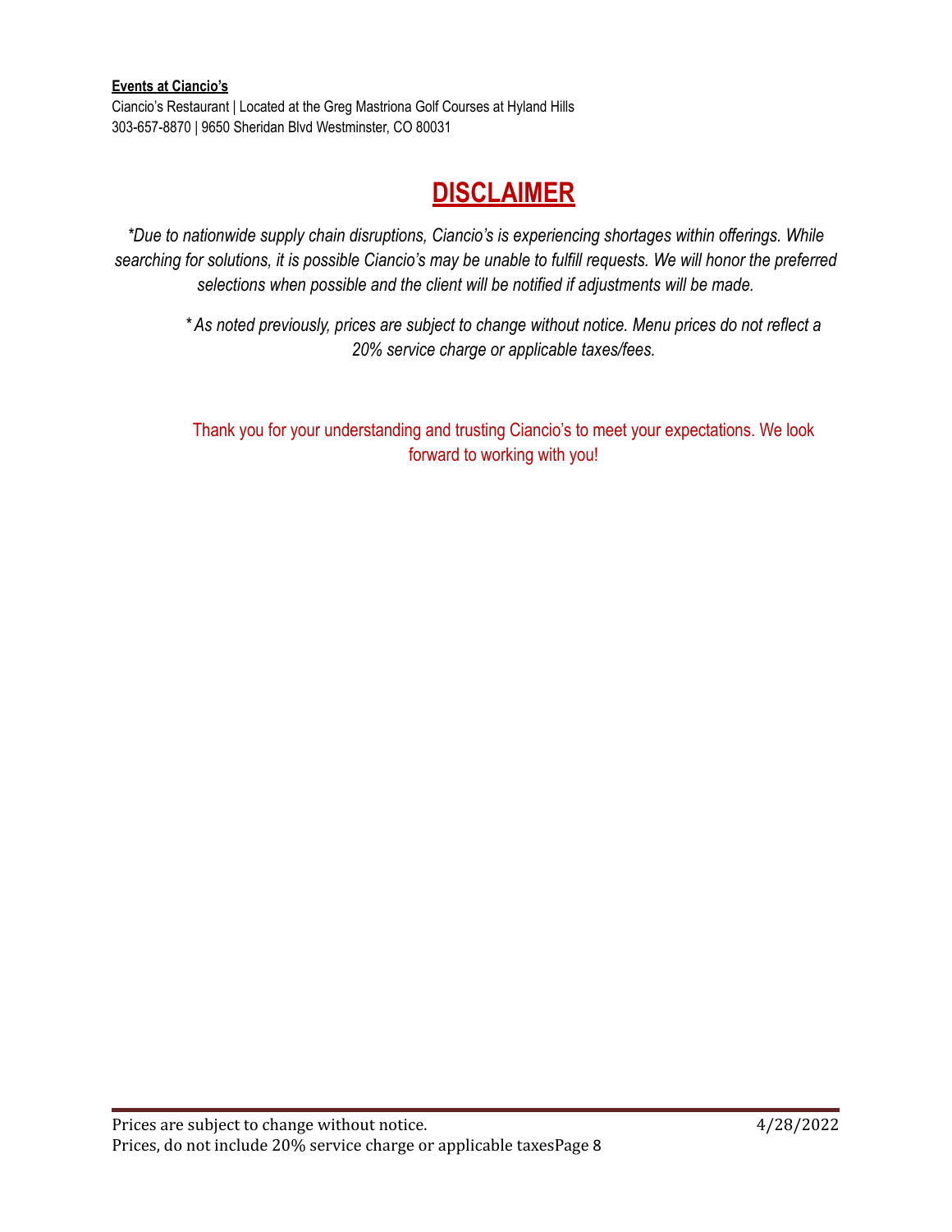**Events at Ciancio's**

Ciancio's Restaurant | Located at the Greg Mastriona Golf Courses at Hyland Hills
303-657-8870 | 9650 Sheridan Blvd Westminster, CO 80031

# DISCLAIMER

*\*Due to nationwide supply chain disruptions, Ciancio's is experiencing shortages within offerings. While searching for solutions, it is possible Ciancio's may be unable to fulfill requests. We will honor the preferred selections when possible and the client will be notified if adjustments will be made.*

*\* As noted previously, prices are subject to change without notice. Menu prices do not reflect a 20% service charge or applicable taxes/fees.*

Thank you for your understanding and trusting Ciancio's to meet your expectations. We look forward to working with you!